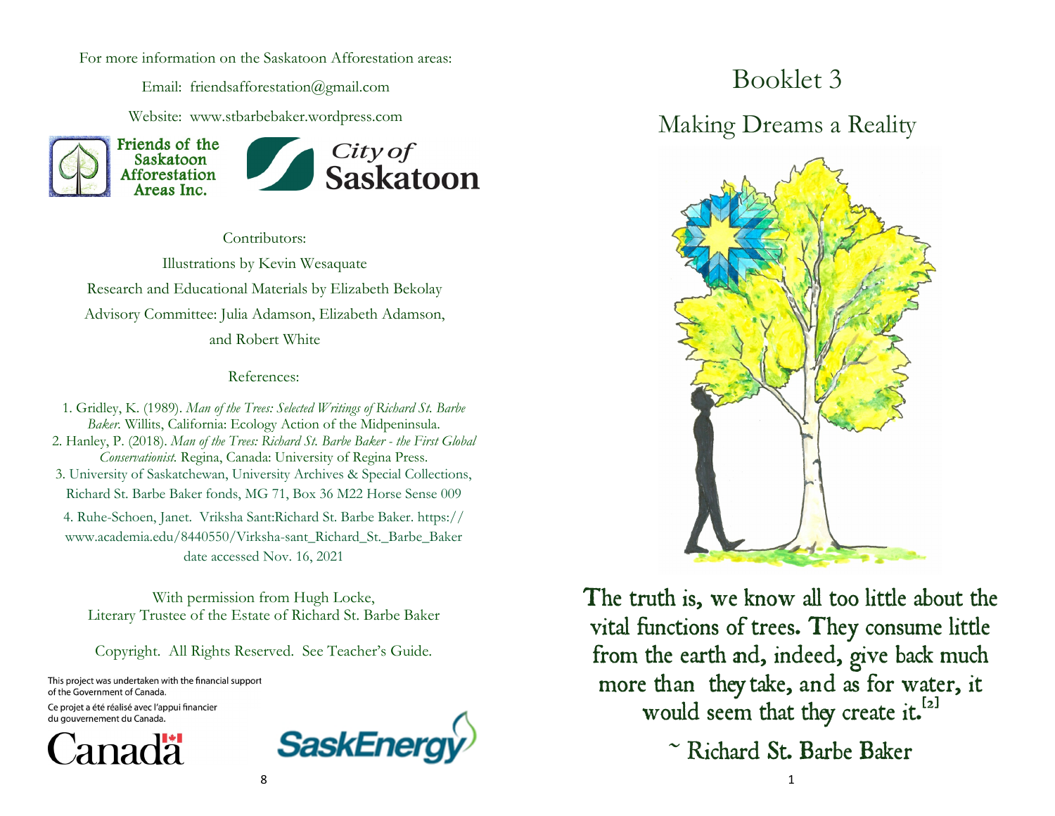For more information on the Saskatoon Afforestation areas:

Email: friendsafforestation@gmail.com

Website: www.stbarbebaker.wordpress.com

Friends of the Saskatoon Afforestation Areas Inc.

City of Saskatoon

Contributors:

Illustrations by Kevin Wesaquate

Research and Educational Materials by Elizabeth Bekolay

Advisory Committee: Julia Adamson, Elizabeth Adamson, and Robert White

References:

1. Gridley, K. (1989). *Man of the Trees: Selected Writings of Richard St. Barbe Baker.* Willits, California: Ecology Action of the Midpeninsula.
2. Hanley, P. (2018). *Man of the Trees: Richard St. Barbe Baker - the First Global Conservationist.* Regina, Canada: University of Regina Press.
3. University of Saskatchewan, University Archives & Special Collections, Richard St. Barbe Baker fonds, MG 71, Box 36 M22 Horse Sense 009
4. Ruhe-Schoen, Janet. Vriksha Sant:Richard St. Barbe Baker. https://www.academia.edu/8440550/Virksha-sant_Richard_St._Barbe_Baker date accessed Nov. 16, 2021

With permission from Hugh Locke, Literary Trustee of the Estate of Richard St. Barbe Baker

Copyright. All Rights Reserved. See Teacher's Guide.

This project was undertaken with the financial support of the Government of Canada.

Ce projet a été réalisé avec l'appui financier du gouvernement du Canada.

Canada

SaskEnergy

# Booklet 3

## Making Dreams a Reality

The truth is, we know all too little about the vital functions of trees. They consume little from the earth and, indeed, give back much more than they take, and as for water, it would seem that they create it.[2]

~ Richard St. Barbe Baker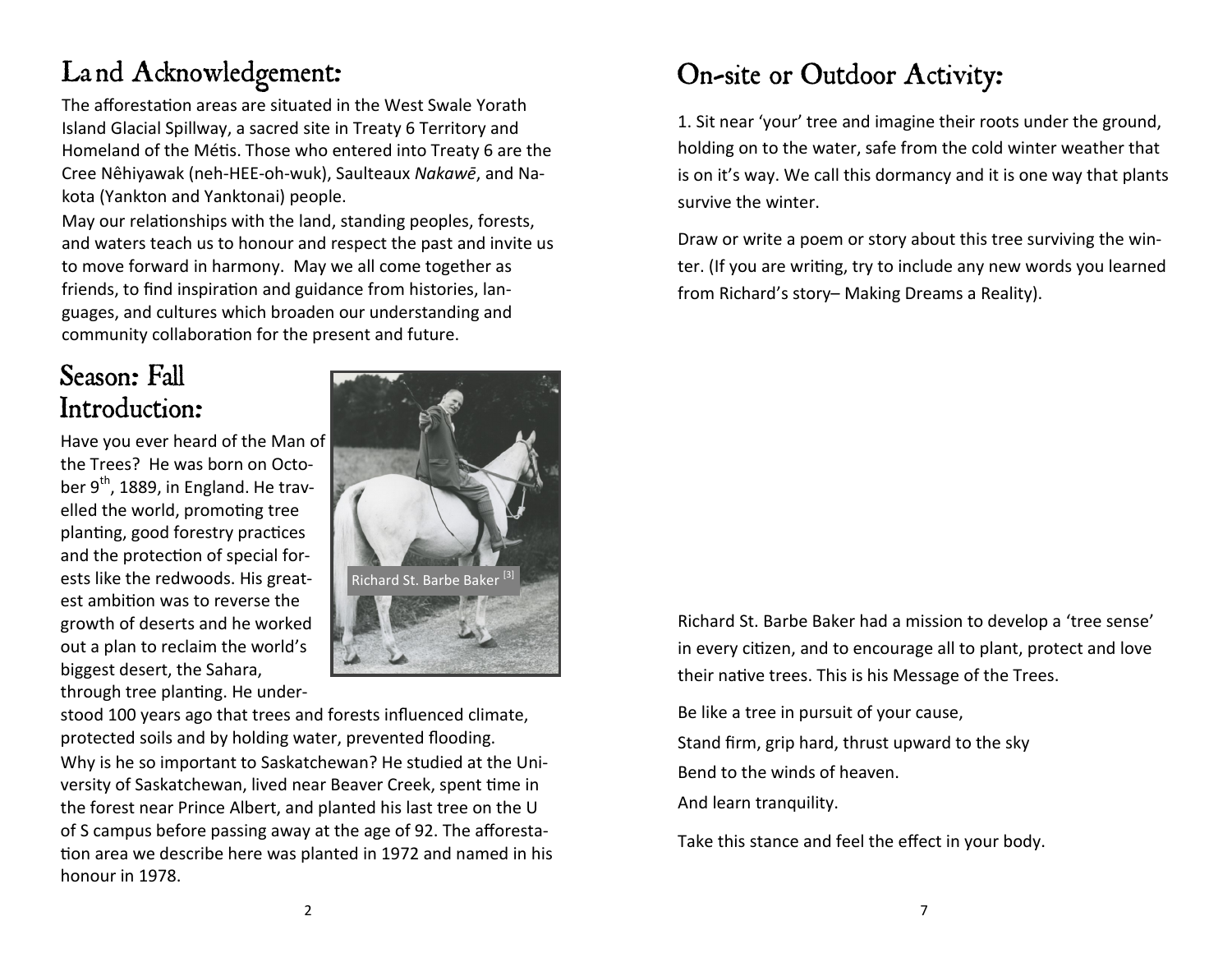# Land Acknowledgement:

The afforestation areas are situated in the West Swale Yorath Island Glacial Spillway, a sacred site in Treaty 6 Territory and Homeland of the Métis. Those who entered into Treaty 6 are the Cree Nêhiyawak (neh-HEE-oh-wuk), Saulteaux *Nakawē*, and Nakota (Yankton and Yanktonai) people.

May our relationships with the land, standing peoples, forests, and waters teach us to honour and respect the past and invite us to move forward in harmony. May we all come together as friends, to find inspiration and guidance from histories, languages, and cultures which broaden our understanding and community collaboration for the present and future.

# Season: Fall

# Introduction:

Have you ever heard of the Man of the Trees? He was born on October 9th, 1889, in England. He travelled the world, promoting tree planting, good forestry practices and the protection of special forests like the redwoods. His greatest ambition was to reverse the growth of deserts and he worked out a plan to reclaim the world's biggest desert, the Sahara, through tree planting. He understood 100 years ago that trees and forests influenced climate, protected soils and by holding water, prevented flooding.

Richard St. Barbe Baker [3]

Why is he so important to Saskatchewan? He studied at the University of Saskatchewan, lived near Beaver Creek, spent time in the forest near Prince Albert, and planted his last tree on the U of S campus before passing away at the age of 92. The afforestation area we describe here was planted in 1972 and named in his honour in 1978.

# On-site or Outdoor Activity:

1. Sit near 'your' tree and imagine their roots under the ground, holding on to the water, safe from the cold winter weather that is on it's way. We call this dormancy and it is one way that plants survive the winter.

Draw or write a poem or story about this tree surviving the winter. (If you are writing, try to include any new words you learned from Richard's story– Making Dreams a Reality).

Richard St. Barbe Baker had a mission to develop a 'tree sense' in every citizen, and to encourage all to plant, protect and love their native trees. This is his Message of the Trees.

Be like a tree in pursuit of your cause,

Stand firm, grip hard, thrust upward to the sky

Bend to the winds of heaven.

And learn tranquility.

Take this stance and feel the effect in your body.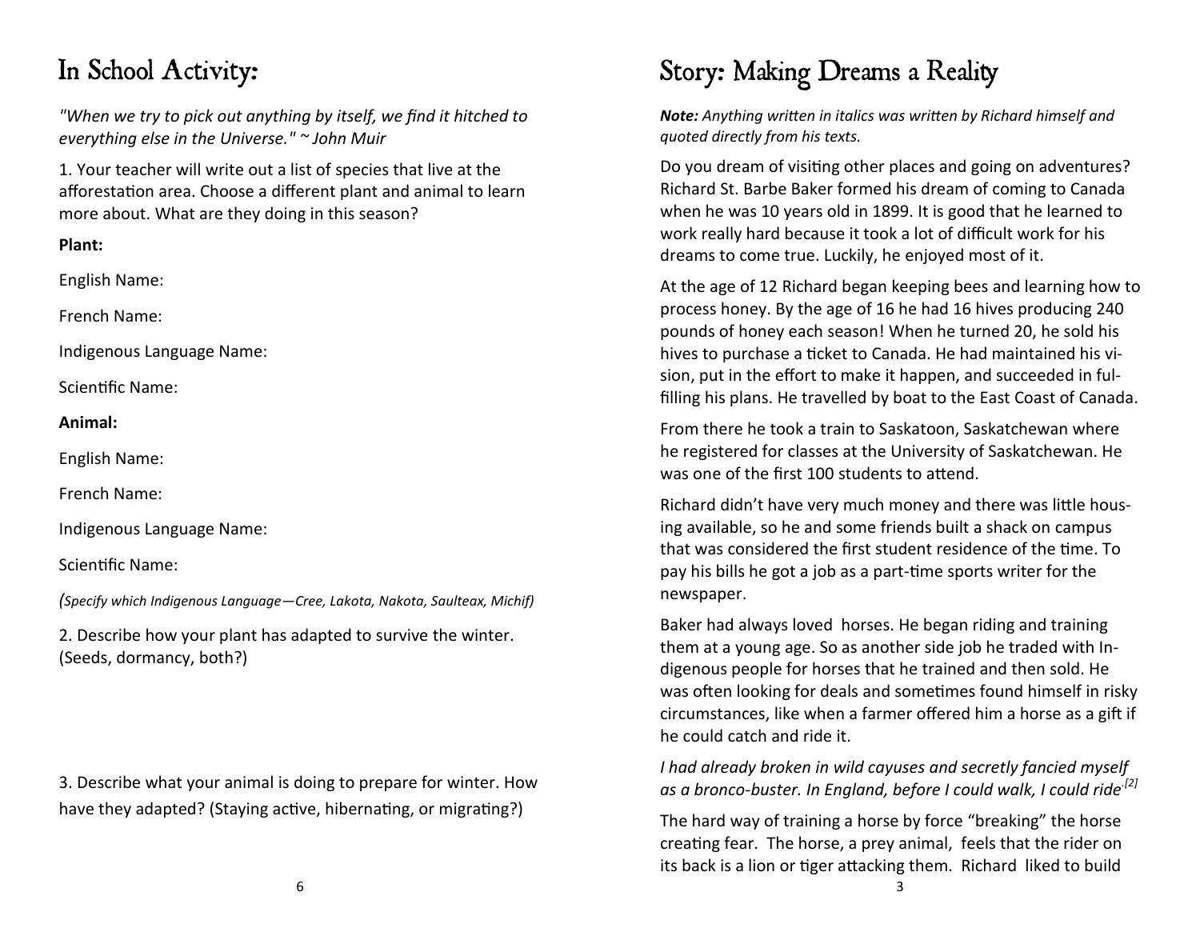# In School Activity:

*"When we try to pick out anything by itself, we find it hitched to everything else in the Universe." ~ John Muir*

1. Your teacher will write out a list of species that live at the afforestation area. Choose a different plant and animal to learn more about. What are they doing in this season?

**Plant:**

English Name:

French Name:

Indigenous Language Name:

Scientific Name:

**Animal:**

English Name:

French Name:

Indigenous Language Name:

Scientific Name:

*(Specify which Indigenous Language—Cree, Lakota, Nakota, Saulteax, Michif)*

2. Describe how your plant has adapted to survive the winter. (Seeds, dormancy, both?)

3. Describe what your animal is doing to prepare for winter. How have they adapted? (Staying active, hibernating, or migrating?)

# Story: Making Dreams a Reality

***Note:*** *Anything written in italics was written by Richard himself and quoted directly from his texts.*

Do you dream of visiting other places and going on adventures? Richard St. Barbe Baker formed his dream of coming to Canada when he was 10 years old in 1899. It is good that he learned to work really hard because it took a lot of difficult work for his dreams to come true. Luckily, he enjoyed most of it.

At the age of 12 Richard began keeping bees and learning how to process honey. By the age of 16 he had 16 hives producing 240 pounds of honey each season! When he turned 20, he sold his hives to purchase a ticket to Canada. He had maintained his vision, put in the effort to make it happen, and succeeded in fulfilling his plans. He travelled by boat to the East Coast of Canada.

From there he took a train to Saskatoon, Saskatchewan where he registered for classes at the University of Saskatchewan. He was one of the first 100 students to attend.

Richard didn't have very much money and there was little housing available, so he and some friends built a shack on campus that was considered the first student residence of the time. To pay his bills he got a job as a part-time sports writer for the newspaper.

Baker had always loved horses. He began riding and training them at a young age. So as another side job he traded with Indigenous people for horses that he trained and then sold. He was often looking for deals and sometimes found himself in risky circumstances, like when a farmer offered him a horse as a gift if he could catch and ride it.

*I had already broken in wild cayuses and secretly fancied myself as a bronco-buster. In England, before I could walk, I could ride.*[2]

The hard way of training a horse by force "breaking" the horse creating fear. The horse, a prey animal, feels that the rider on its back is a lion or tiger attacking them. Richard liked to build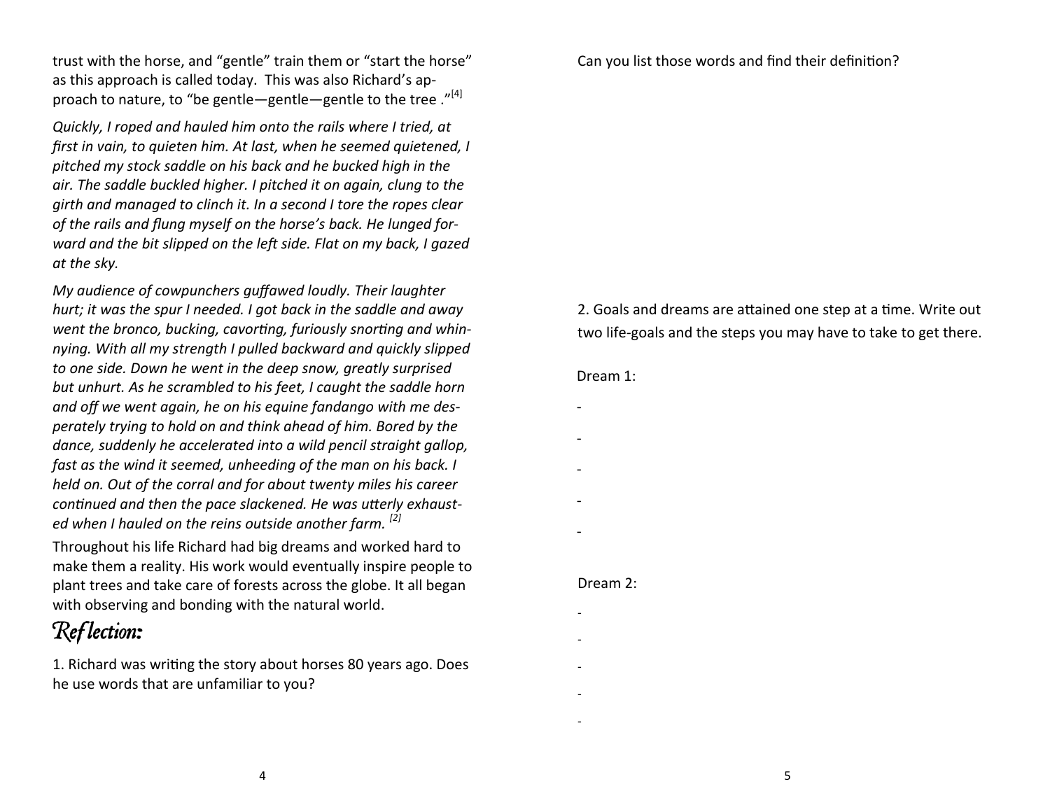trust with the horse, and "gentle" train them or "start the horse" as this approach is called today. This was also Richard's approach to nature, to "be gentle—gentle—gentle to the tree ."[4]

*Quickly, I roped and hauled him onto the rails where I tried, at first in vain, to quieten him. At last, when he seemed quietened, I pitched my stock saddle on his back and he bucked high in the air. The saddle buckled higher. I pitched it on again, clung to the girth and managed to clinch it. In a second I tore the ropes clear of the rails and flung myself on the horse's back. He lunged forward and the bit slipped on the left side. Flat on my back, I gazed at the sky.*

*My audience of cowpunchers guffawed loudly. Their laughter hurt; it was the spur I needed. I got back in the saddle and away went the bronco, bucking, cavorting, furiously snorting and whinnying. With all my strength I pulled backward and quickly slipped to one side. Down he went in the deep snow, greatly surprised but unhurt. As he scrambled to his feet, I caught the saddle horn and off we went again, he on his equine fandango with me desperately trying to hold on and think ahead of him. Bored by the dance, suddenly he accelerated into a wild pencil straight gallop, fast as the wind it seemed, unheeding of the man on his back. I held on. Out of the corral and for about twenty miles his career continued and then the pace slackened. He was utterly exhausted when I hauled on the reins outside another farm.* [2]

Throughout his life Richard had big dreams and worked hard to make them a reality. His work would eventually inspire people to plant trees and take care of forests across the globe. It all began with observing and bonding with the natural world.

## Reflection:

1. Richard was writing the story about horses 80 years ago. Does he use words that are unfamiliar to you?

Can you list those words and find their definition?

2. Goals and dreams are attained one step at a time. Write out two life-goals and the steps you may have to take to get there.

Dream 1:

-

-

-

-

-

Dream 2:

-

-

-

-

-